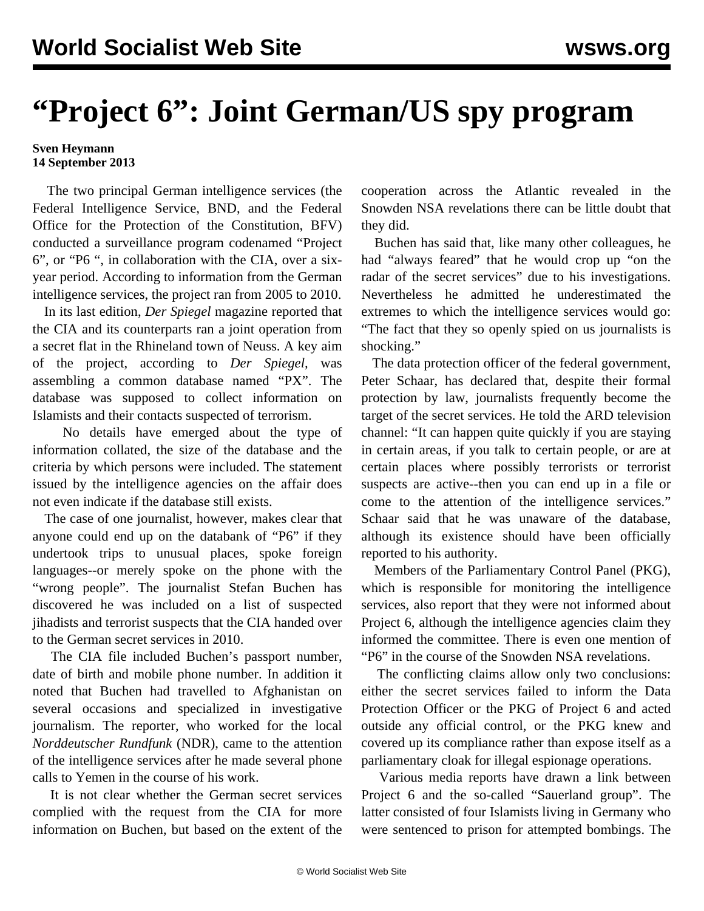# "Project 6": Joint German/US spy program

**Sven Heymann**
**14 September 2013**

The two principal German intelligence services (the Federal Intelligence Service, BND, and the Federal Office for the Protection of the Constitution, BFV) conducted a surveillance program codenamed "Project 6", or "P6 ", in collaboration with the CIA, over a six-year period. According to information from the German intelligence services, the project ran from 2005 to 2010.

In its last edition, *Der Spiegel* magazine reported that the CIA and its counterparts ran a joint operation from a secret flat in the Rhineland town of Neuss. A key aim of the project, according to *Der Spiegel,* was assembling a common database named "PX". The database was supposed to collect information on Islamists and their contacts suspected of terrorism.

No details have emerged about the type of information collated, the size of the database and the criteria by which persons were included. The statement issued by the intelligence agencies on the affair does not even indicate if the database still exists.

The case of one journalist, however, makes clear that anyone could end up on the databank of "P6" if they undertook trips to unusual places, spoke foreign languages--or merely spoke on the phone with the "wrong people". The journalist Stefan Buchen has discovered he was included on a list of suspected jihadists and terrorist suspects that the CIA handed over to the German secret services in 2010.

The CIA file included Buchen's passport number, date of birth and mobile phone number. In addition it noted that Buchen had travelled to Afghanistan on several occasions and specialized in investigative journalism. The reporter, who worked for the local *Norddeutscher Rundfunk* (NDR), came to the attention of the intelligence services after he made several phone calls to Yemen in the course of his work.

It is not clear whether the German secret services complied with the request from the CIA for more information on Buchen, but based on the extent of the cooperation across the Atlantic revealed in the Snowden NSA revelations there can be little doubt that they did.

Buchen has said that, like many other colleagues, he had "always feared" that he would crop up "on the radar of the secret services" due to his investigations. Nevertheless he admitted he underestimated the extremes to which the intelligence services would go: "The fact that they so openly spied on us journalists is shocking."

The data protection officer of the federal government, Peter Schaar, has declared that, despite their formal protection by law, journalists frequently become the target of the secret services. He told the ARD television channel: "It can happen quite quickly if you are staying in certain areas, if you talk to certain people, or are at certain places where possibly terrorists or terrorist suspects are active--then you can end up in a file or come to the attention of the intelligence services." Schaar said that he was unaware of the database, although its existence should have been officially reported to his authority.

Members of the Parliamentary Control Panel (PKG), which is responsible for monitoring the intelligence services, also report that they were not informed about Project 6, although the intelligence agencies claim they informed the committee. There is even one mention of "P6" in the course of the Snowden NSA revelations.

The conflicting claims allow only two conclusions: either the secret services failed to inform the Data Protection Officer or the PKG of Project 6 and acted outside any official control, or the PKG knew and covered up its compliance rather than expose itself as a parliamentary cloak for illegal espionage operations.

Various media reports have drawn a link between Project 6 and the so-called "Sauerland group". The latter consisted of four Islamists living in Germany who were sentenced to prison for attempted bombings. The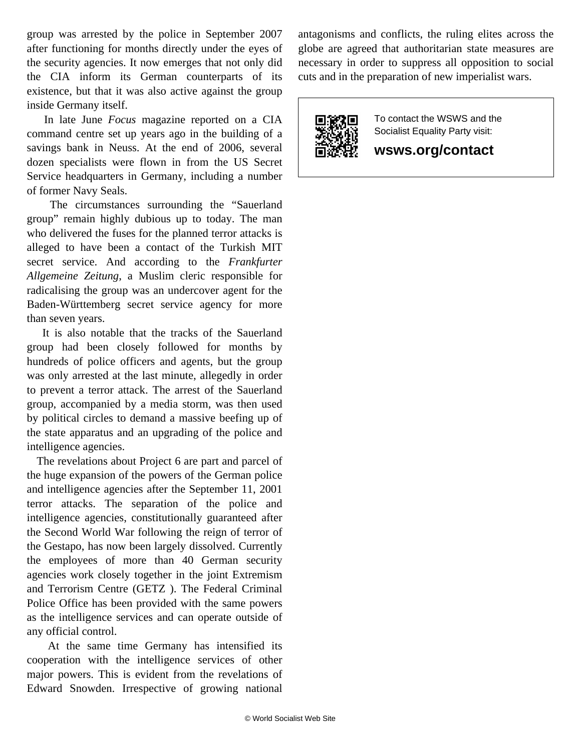group was arrested by the police in September 2007 after functioning for months directly under the eyes of the security agencies. It now emerges that not only did the CIA inform its German counterparts of its existence, but that it was also active against the group inside Germany itself.

In late June *Focus* magazine reported on a CIA command centre set up years ago in the building of a savings bank in Neuss. At the end of 2006, several dozen specialists were flown in from the US Secret Service headquarters in Germany, including a number of former Navy Seals.

The circumstances surrounding the "Sauerland group" remain highly dubious up to today. The man who delivered the fuses for the planned terror attacks is alleged to have been a contact of the Turkish MIT secret service. And according to the *Frankfurter Allgemeine Zeitung*, a Muslim cleric responsible for radicalising the group was an undercover agent for the Baden-Württemberg secret service agency for more than seven years.

It is also notable that the tracks of the Sauerland group had been closely followed for months by hundreds of police officers and agents, but the group was only arrested at the last minute, allegedly in order to prevent a terror attack. The arrest of the Sauerland group, accompanied by a media storm, was then used by political circles to demand a massive beefing up of the state apparatus and an upgrading of the police and intelligence agencies.

The revelations about Project 6 are part and parcel of the huge expansion of the powers of the German police and intelligence agencies after the September 11, 2001 terror attacks. The separation of the police and intelligence agencies, constitutionally guaranteed after the Second World War following the reign of terror of the Gestapo, has now been largely dissolved. Currently the employees of more than 40 German security agencies work closely together in the joint Extremism and Terrorism Centre (GETZ ). The Federal Criminal Police Office has been provided with the same powers as the intelligence services and can operate outside of any official control.

At the same time Germany has intensified its cooperation with the intelligence services of other major powers. This is evident from the revelations of Edward Snowden. Irrespective of growing national antagonisms and conflicts, the ruling elites across the globe are agreed that authoritarian state measures are necessary in order to suppress all opposition to social cuts and in the preparation of new imperialist wars.

To contact the WSWS and the Socialist Equality Party visit:

**wsws.org/contact**